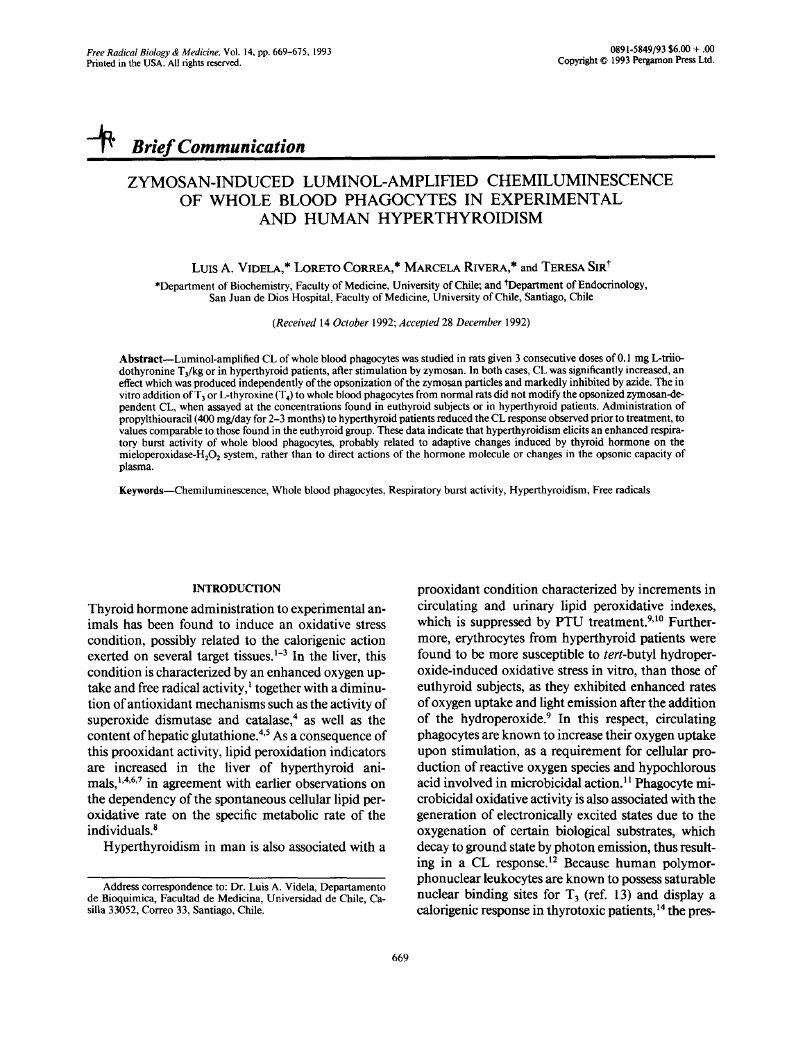*Brief Communication*

# ZYMOSAN-INDUCED LUMINOL-AMPLIFIED CHEMILUMINESCENCE OF WHOLE BLOOD PHAGOCYTES IN EXPERIMENTAL AND HUMAN HYPERTHYROIDISM

Luis A. Videla,* Loreto Correa,* Marcela Rivera,* and Teresa Sir†

*Department of Biochemistry, Faculty of Medicine, University of Chile; and †Department of Endocrinology, San Juan de Dios Hospital, Faculty of Medicine, University of Chile, Santiago, Chile

(*Received* 14 *October* 1992; *Accepted* 28 *December* 1992)

**Abstract**—Luminol-amplified CL of whole blood phagocytes was studied in rats given 3 consecutive doses of 0.1 mg L-triiodothyronine $T_3$/kg or in hyperthyroid patients, after stimulation by zymosan. In both cases, CL was significantly increased, an effect which was produced independently of the opsonization of the zymosan particles and markedly inhibited by azide. The in vitro addition of $T_3$ or L-thyroxine ($T_4$) to whole blood phagocytes from normal rats did not modify the opsonized zymosan-dependent CL, when assayed at the concentrations found in euthyroid subjects or in hyperthyroid patients. Administration of propylthiouracil (400 mg/day for 2–3 months) to hyperthyroid patients reduced the CL response observed prior to treatment, to values comparable to those found in the euthyroid group. These data indicate that hyperthyroidism elicits an enhanced respiratory burst activity of whole blood phagocytes, probably related to adaptive changes induced by thyroid hormone on the mieloperoxidase-$H_2O_2$ system, rather than to direct actions of the hormone molecule or changes in the opsonic capacity of plasma.

**Keywords**—Chemiluminescence, Whole blood phagocytes, Respiratory burst activity, Hyperthyroidism, Free radicals

## INTRODUCTION

Thyroid hormone administration to experimental animals has been found to induce an oxidative stress condition, possibly related to the calorigenic action exerted on several target tissues.[1–3] In the liver, this condition is characterized by an enhanced oxygen uptake and free radical activity,[1] together with a diminution of antioxidant mechanisms such as the activity of superoxide dismutase and catalase,[4] as well as the content of hepatic glutathione.[4,5] As a consequence of this prooxidant activity, lipid peroxidation indicators are increased in the liver of hyperthyroid animals,[1,4,6,7] in agreement with earlier observations on the dependency of the spontaneous cellular lipid peroxidative rate on the specific metabolic rate of the individuals.[8]

Hyperthyroidism in man is also associated with a prooxidant condition characterized by increments in circulating and urinary lipid peroxidative indexes, which is suppressed by PTU treatment.[9,10] Furthermore, erythrocytes from hyperthyroid patients were found to be more susceptible to *tert*-butyl hydroperoxide-induced oxidative stress in vitro, than those of euthyroid subjects, as they exhibited enhanced rates of oxygen uptake and light emission after the addition of the hydroperoxide.[9] In this respect, circulating phagocytes are known to increase their oxygen uptake upon stimulation, as a requirement for cellular production of reactive oxygen species and hypochlorous acid involved in microbicidal action.[11] Phagocyte microbicidal oxidative activity is also associated with the generation of electronically excited states due to the oxygenation of certain biological substrates, which decay to ground state by photon emission, thus resulting in a CL response.[12] Because human polymorphonuclear leukocytes are known to possess saturable nuclear binding sites for $T_3$ (ref. 13) and display a calorigenic response in thyrotoxic patients,[14] the pres-

Address correspondence to: Dr. Luis A. Videla, Departamento de Bioquimica, Facultad de Medicina, Universidad de Chile, Casilla 33052, Correo 33, Santiago, Chile.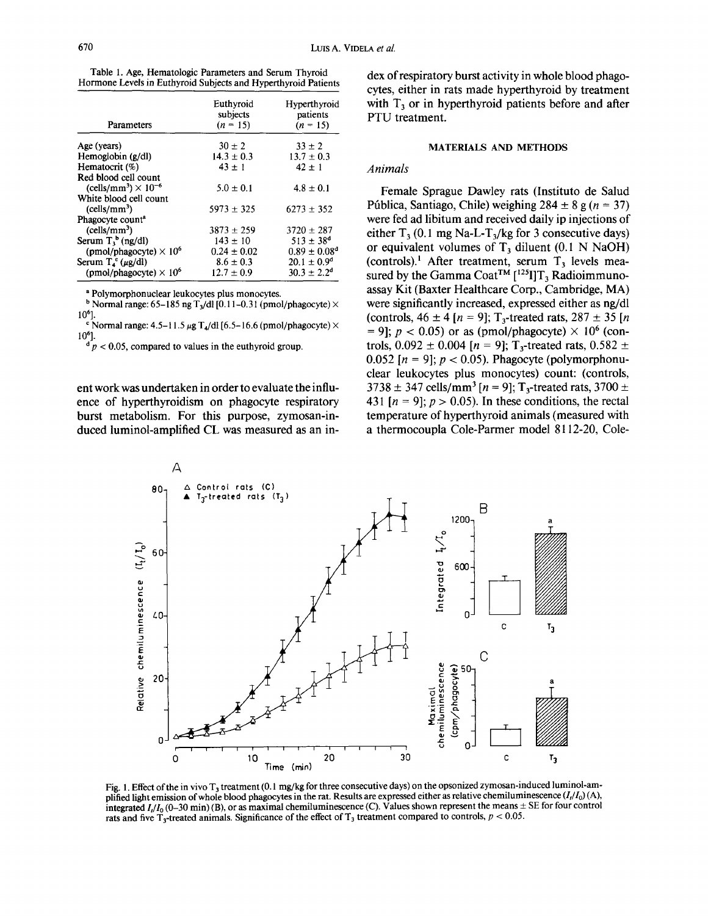Table 1. Age, Hematologic Parameters and Serum Thyroid Hormone Levels in Euthyroid Subjects and Hyperthyroid Patients

| Parameters | Euthyroid subjects ($n$ = 15) | Hyperthyroid patients ($n$ = 15) |
|---|---|---|
| Age (years) | 30 ± 2 | 33 ± 2 |
| Hemoglobin (g/dl) | 14.3 ± 0.3 | 13.7 ± 0.3 |
| Hematocrit (%) | 43 ± 1 | 42 ± 1 |
| Red blood cell count (cells/mm³) × $10^{-6}$ | 5.0 ± 0.1 | 4.8 ± 0.1 |
| White blood cell count (cells/mm³) | 5973 ± 325 | 6273 ± 352 |
| Phagocyte count[a] (cells/mm³) | 3873 ± 259 | 3720 ± 287 |
| Serum $T_3$[b] (ng/dl) | 143 ± 10 | 513 ± 38[d] |
| (pmol/phagocyte) × $10^6$ | 0.24 ± 0.02 | 0.89 ± 0.08[d] |
| Serum $T_4$[c] (μg/dl) | 8.6 ± 0.3 | 20.1 ± 0.9[d] |
| (pmol/phagocyte) × $10^6$ | 12.7 ± 0.9 | 30.3 ± 2.2[d] |

[a] Polymorphonuclear leukocytes plus monocytes.

[b] Normal range: 65–185 ng $T_3$/dl [0.11–0.31 (pmol/phagocyte) × $10^6$].

[c] Normal range: 4.5–11.5 μg $T_4$/dl [6.5–16.6 (pmol/phagocyte) × $10^6$].

[d] $p < 0.05$, compared to values in the euthyroid group.

ent work was undertaken in order to evaluate the influence of hyperthyroidism on phagocyte respiratory burst metabolism. For this purpose, zymosan-induced luminol-amplified CL was measured as an index of respiratory burst activity in whole blood phagocytes, either in rats made hyperthyroid by treatment with $T_3$ or in hyperthyroid patients before and after PTU treatment.

## MATERIALS AND METHODS

### *Animals*

Female Sprague Dawley rats (Instituto de Salud Pública, Santiago, Chile) weighing 284 ± 8 g ($n$ = 37) were fed ad libitum and received daily ip injections of either $T_3$ (0.1 mg Na-L-$T_3$/kg for 3 consecutive days) or equivalent volumes of $T_3$ diluent (0.1 N NaOH) (controls).[1] After treatment, serum $T_3$ levels measured by the Gamma Coat™ [$^{125}$I]$T_3$ Radioimmunoassay Kit (Baxter Healthcare Corp., Cambridge, MA) were significantly increased, expressed either as ng/dl (controls, 46 ± 4 [$n$ = 9]; $T_3$-treated rats, 287 ± 35 [$n$ = 9]; $p < 0.05$) or as (pmol/phagocyte) × $10^6$ (controls, 0.092 ± 0.004 [$n$ = 9]; $T_3$-treated rats, 0.582 ± 0.052 [$n$ = 9]; $p < 0.05$). Phagocyte (polymorphonuclear leukocytes plus monocytes) count: (controls, 3738 ± 347 cells/mm³ [$n$ = 9]; $T_3$-treated rats, 3700 ± 431 [$n$ = 9]; $p > 0.05$). In these conditions, the rectal temperature of hyperthyroid animals (measured with a thermocoupla Cole-Parmer model 8112-20, Cole-

Fig. 1. Effect of the in vivo $T_3$ treatment (0.1 mg/kg for three consecutive days) on the opsonized zymosan-induced luminol-amplified light emission of whole blood phagocytes in the rat. Results are expressed either as relative chemiluminescence ($I_t/I_0$) (A), integrated $I_t/I_0$ (0–30 min) (B), or as maximal chemiluminescence (C). Values shown represent the means ± SE for four control rats and five $T_3$-treated animals. Significance of the effect of $T_3$ treatment compared to controls, $p < 0.05$.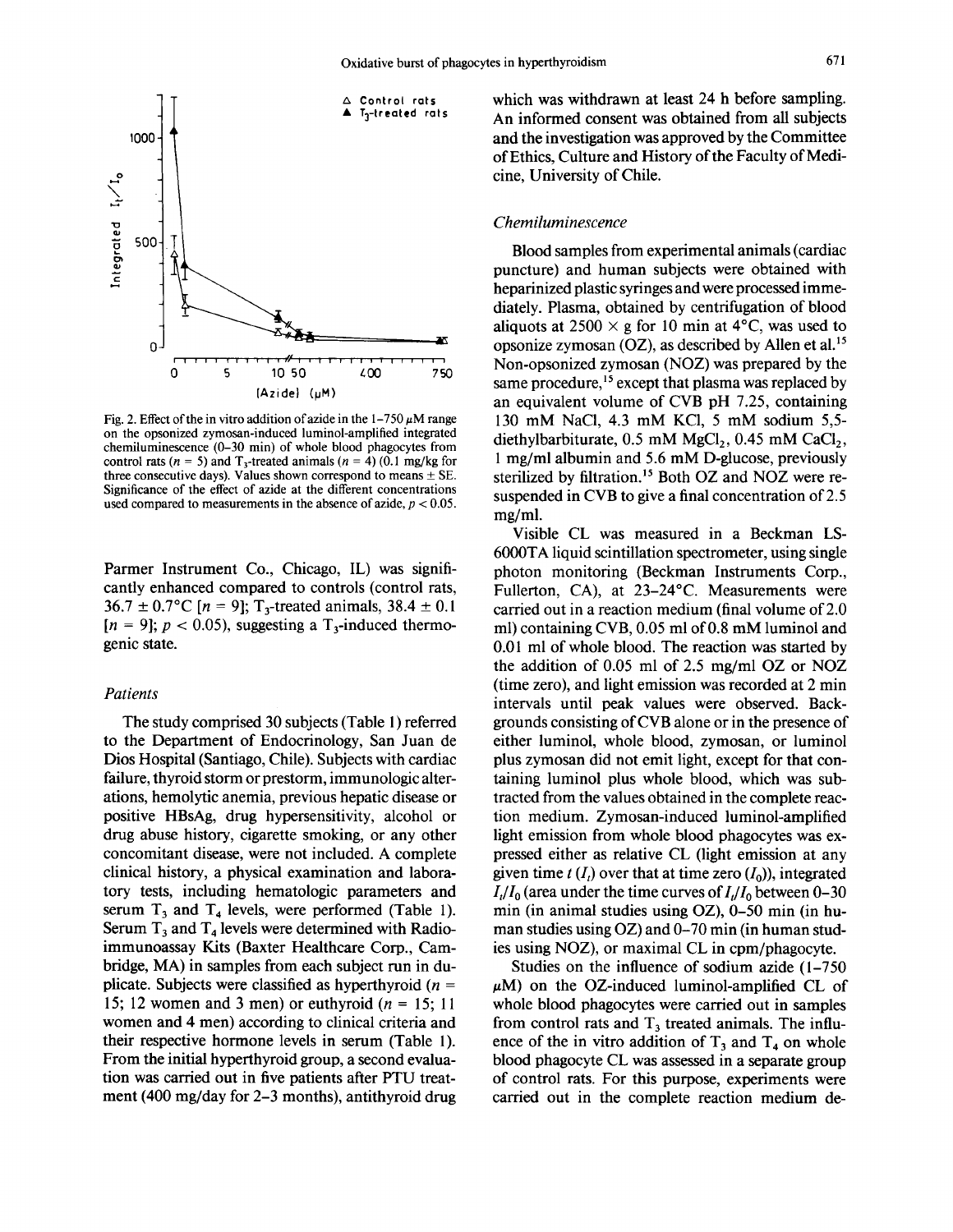Fig. 2. Effect of the in vitro addition of azide in the 1–750 $\mu$M range on the opsonized zymosan-induced luminol-amplified integrated chemiluminescence (0–30 min) of whole blood phagocytes from control rats ($n = 5$) and $T_3$-treated animals ($n = 4$) (0.1 mg/kg for three consecutive days). Values shown correspond to means ± SE. Significance of the effect of azide at the different concentrations used compared to measurements in the absence of azide, $p < 0.05$.

Parmer Instrument Co., Chicago, IL) was significantly enhanced compared to controls (control rats, 36.7 ± 0.7°C [$n = 9$]; $T_3$-treated animals, 38.4 ± 0.1 [$n = 9$]; $p < 0.05$), suggesting a $T_3$-induced thermogenic state.

### *Patients*

The study comprised 30 subjects (Table 1) referred to the Department of Endocrinology, San Juan de Dios Hospital (Santiago, Chile). Subjects with cardiac failure, thyroid storm or prestorm, immunologic alterations, hemolytic anemia, previous hepatic disease or positive HBsAg, drug hypersensitivity, alcohol or drug abuse history, cigarette smoking, or any other concomitant disease, were not included. A complete clinical history, a physical examination and laboratory tests, including hematologic parameters and serum $T_3$ and $T_4$ levels, were performed (Table 1). Serum $T_3$ and $T_4$ levels were determined with Radioimmunoassay Kits (Baxter Healthcare Corp., Cambridge, MA) in samples from each subject run in duplicate. Subjects were classified as hyperthyroid ($n = 15$; 12 women and 3 men) or euthyroid ($n = 15$; 11 women and 4 men) according to clinical criteria and their respective hormone levels in serum (Table 1). From the initial hyperthyroid group, a second evaluation was carried out in five patients after PTU treatment (400 mg/day for 2–3 months), antithyroid drug which was withdrawn at least 24 h before sampling. An informed consent was obtained from all subjects and the investigation was approved by the Committee of Ethics, Culture and History of the Faculty of Medicine, University of Chile.

### *Chemiluminescence*

Blood samples from experimental animals (cardiac puncture) and human subjects were obtained with heparinized plastic syringes and were processed immediately. Plasma, obtained by centrifugation of blood aliquots at 2500 × g for 10 min at 4°C, was used to opsonize zymosan (OZ), as described by Allen et al.[15] Non-opsonized zymosan (NOZ) was prepared by the same procedure,[15] except that plasma was replaced by an equivalent volume of CVB pH 7.25, containing 130 mM NaCl, 4.3 mM KCl, 5 mM sodium 5,5-diethylbarbiturate, 0.5 mM $MgCl_2$, 0.45 mM $CaCl_2$, 1 mg/ml albumin and 5.6 mM D-glucose, previously sterilized by filtration.[15] Both OZ and NOZ were resuspended in CVB to give a final concentration of 2.5 mg/ml.

Visible CL was measured in a Beckman LS-6000TA liquid scintillation spectrometer, using single photon monitoring (Beckman Instruments Corp., Fullerton, CA), at 23–24°C. Measurements were carried out in a reaction medium (final volume of 2.0 ml) containing CVB, 0.05 ml of 0.8 mM luminol and 0.01 ml of whole blood. The reaction was started by the addition of 0.05 ml of 2.5 mg/ml OZ or NOZ (time zero), and light emission was recorded at 2 min intervals until peak values were observed. Backgrounds consisting of CVB alone or in the presence of either luminol, whole blood, zymosan, or luminol plus zymosan did not emit light, except for that containing luminol plus whole blood, which was subtracted from the values obtained in the complete reaction medium. Zymosan-induced luminol-amplified light emission from whole blood phagocytes was expressed either as relative CL (light emission at any given time $t$ ($I_t$) over that at time zero ($I_0$)), integrated $I_t/I_0$ (area under the time curves of $I_t/I_0$ between 0–30 min (in animal studies using OZ), 0–50 min (in human studies using OZ) and 0–70 min (in human studies using NOZ), or maximal CL in cpm/phagocyte.

Studies on the influence of sodium azide (1–750 $\mu$M) on the OZ-induced luminol-amplified CL of whole blood phagocytes were carried out in samples from control rats and $T_3$ treated animals. The influence of the in vitro addition of $T_3$ and $T_4$ on whole blood phagocyte CL was assessed in a separate group of control rats. For this purpose, experiments were carried out in the complete reaction medium de-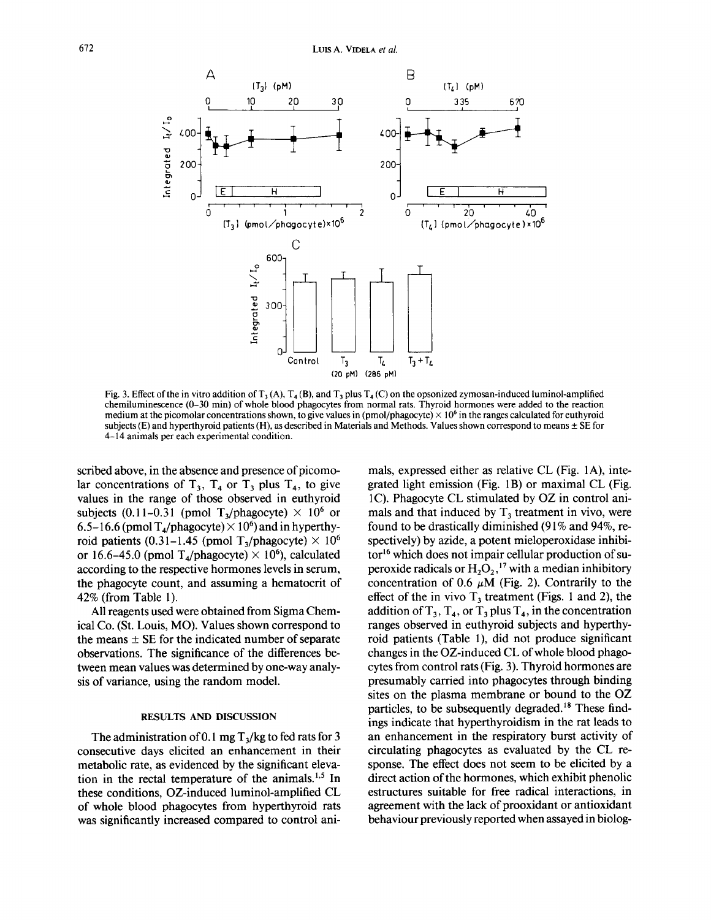Fig. 3. Effect of the in vitro addition of $T_3$ (A), $T_4$ (B), and $T_3$ plus $T_4$ (C) on the opsonized zymosan-induced luminol-amplified chemiluminescence (0–30 min) of whole blood phagocytes from normal rats. Thyroid hormones were added to the reaction medium at the picomolar concentrations shown, to give values in (pmol/phagocyte) $\times$ $10^6$ in the ranges calculated for euthyroid subjects (E) and hyperthyroid patients (H), as described in Materials and Methods. Values shown correspond to means $\pm$ SE for 4–14 animals per each experimental condition.

scribed above, in the absence and presence of picomolar concentrations of $T_3$, $T_4$ or $T_3$ plus $T_4$, to give values in the range of those observed in euthyroid subjects (0.11–0.31 (pmol $T_3$/phagocyte) $\times$ $10^6$ or 6.5–16.6 (pmol $T_4$/phagocyte) $\times$ $10^6$) and in hyperthyroid patients (0.31–1.45 (pmol $T_3$/phagocyte) $\times$ $10^6$ or 16.6–45.0 (pmol $T_4$/phagocyte) $\times$ $10^6$), calculated according to the respective hormones levels in serum, the phagocyte count, and assuming a hematocrit of 42% (from Table 1).

All reagents used were obtained from Sigma Chemical Co. (St. Louis, MO). Values shown correspond to the means $\pm$ SE for the indicated number of separate observations. The significance of the differences between mean values was determined by one-way analysis of variance, using the random model.

## RESULTS AND DISCUSSION

The administration of 0.1 mg $T_3$/kg to fed rats for 3 consecutive days elicited an enhancement in their metabolic rate, as evidenced by the significant elevation in the rectal temperature of the animals.[1,5] In these conditions, OZ-induced luminol-amplified CL of whole blood phagocytes from hyperthyroid rats was significantly increased compared to control animals, expressed either as relative CL (Fig. 1A), integrated light emission (Fig. 1B) or maximal CL (Fig. 1C). Phagocyte CL stimulated by OZ in control animals and that induced by $T_3$ treatment in vivo, were found to be drastically diminished (91% and 94%, respectively) by azide, a potent mieloperoxidase inhibitor[16] which does not impair cellular production of superoxide radicals or $H_2O_2$,[17] with a median inhibitory concentration of 0.6 $\mu$M (Fig. 2). Contrarily to the effect of the in vivo $T_3$ treatment (Figs. 1 and 2), the addition of $T_3$, $T_4$, or $T_3$ plus $T_4$, in the concentration ranges observed in euthyroid subjects and hyperthyroid patients (Table 1), did not produce significant changes in the OZ-induced CL of whole blood phagocytes from control rats (Fig. 3). Thyroid hormones are presumably carried into phagocytes through binding sites on the plasma membrane or bound to the OZ particles, to be subsequently degraded.[18] These findings indicate that hyperthyroidism in the rat leads to an enhancement in the respiratory burst activity of circulating phagocytes as evaluated by the CL response. The effect does not seem to be elicited by a direct action of the hormones, which exhibit phenolic estructures suitable for free radical interactions, in agreement with the lack of prooxidant or antioxidant behaviour previously reported when assayed in biolog-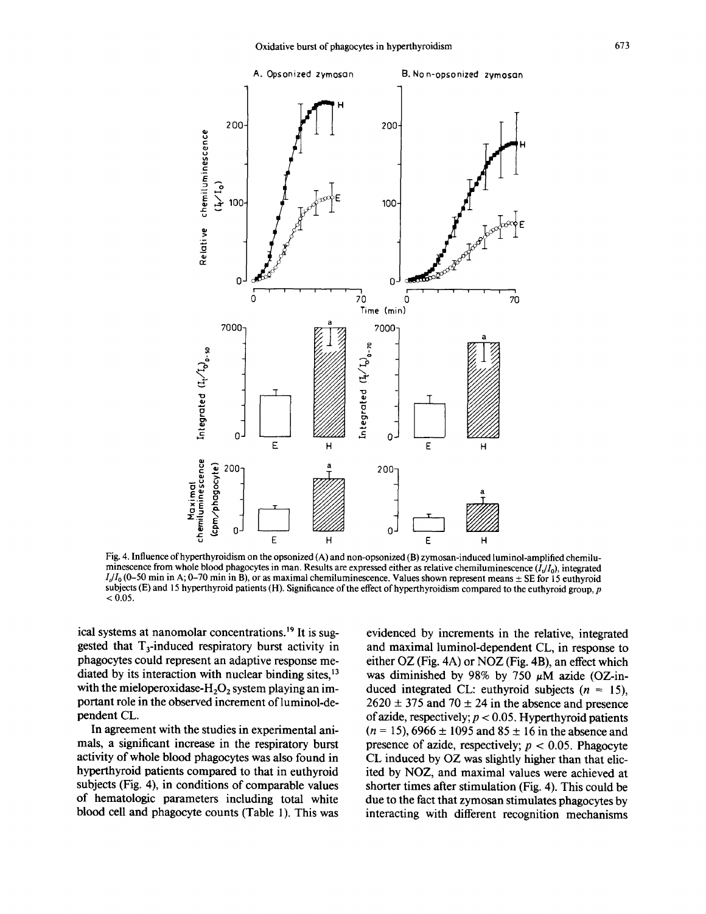Fig. 4. Influence of hyperthyroidism on the opsonized (A) and non-opsonized (B) zymosan-induced luminol-amplified chemiluminescence from whole blood phagocytes in man. Results are expressed either as relative chemiluminescence ($I_t/I_0$), integrated $I_t/I_0$ (0–50 min in A; 0–70 min in B), or as maximal chemiluminescence. Values shown represent means ± SE for 15 euthyroid subjects (E) and 15 hyperthyroid patients (H). Significance of the effect of hyperthyroidism compared to the euthyroid group, $p < 0.05$.

ical systems at nanomolar concentrations.[19] It is suggested that $T_3$-induced respiratory burst activity in phagocytes could represent an adaptive response mediated by its interaction with nuclear binding sites,[13] with the mieloperoxidase-$H_2O_2$ system playing an important role in the observed increment of luminol-dependent CL.

In agreement with the studies in experimental animals, a significant increase in the respiratory burst activity of whole blood phagocytes was also found in hyperthyroid patients compared to that in euthyroid subjects (Fig. 4), in conditions of comparable values of hematologic parameters including total white blood cell and phagocyte counts (Table 1). This was evidenced by increments in the relative, integrated and maximal luminol-dependent CL, in response to either OZ (Fig. 4A) or NOZ (Fig. 4B), an effect which was diminished by 98% by 750 μM azide (OZ-induced integrated CL: euthyroid subjects ($n = 15$), 2620 ± 375 and 70 ± 24 in the absence and presence of azide, respectively; $p < 0.05$. Hyperthyroid patients ($n = 15$), 6966 ± 1095 and 85 ± 16 in the absence and presence of azide, respectively; $p < 0.05$. Phagocyte CL induced by OZ was slightly higher than that elicited by NOZ, and maximal values were achieved at shorter times after stimulation (Fig. 4). This could be due to the fact that zymosan stimulates phagocytes by interacting with different recognition mechanisms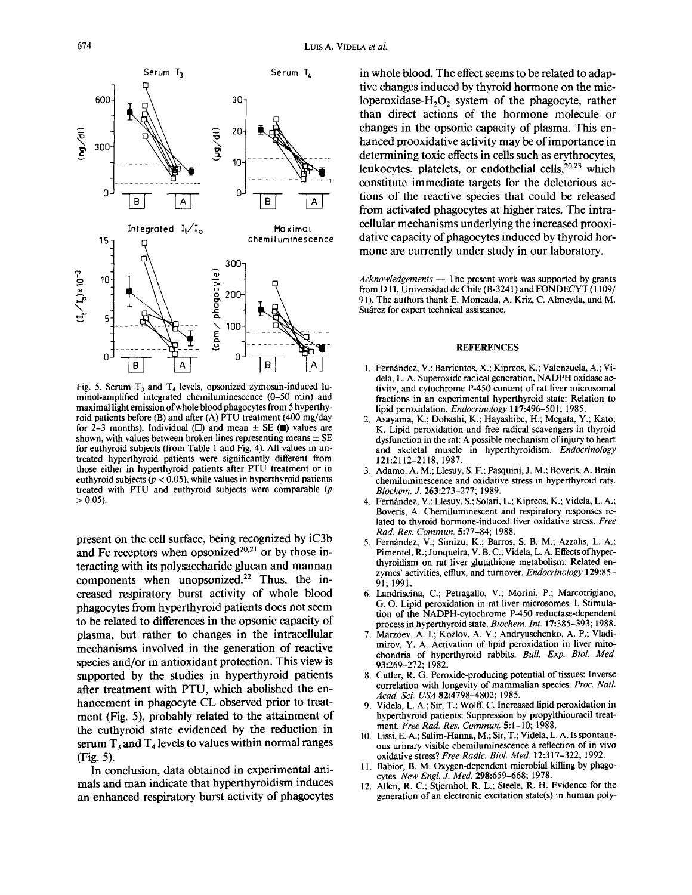Fig. 5. Serum $T_3$ and $T_4$ levels, opsonized zymosan-induced luminol-amplified integrated chemiluminescence (0–50 min) and maximal light emission of whole blood phagocytes from 5 hyperthyroid patients before (B) and after (A) PTU treatment (400 mg/day for 2–3 months). Individual (□) and mean ± SE (■) values are shown, with values between broken lines representing means ± SE for euthyroid subjects (from Table 1 and Fig. 4). All values in untreated hyperthyroid patients were significantly different from those either in hyperthyroid patients after PTU treatment or in euthyroid subjects ($p < 0.05$), while values in hyperthyroid patients treated with PTU and euthyroid subjects were comparable ($p > 0.05$).

present on the cell surface, being recognized by iC3b and Fc receptors when opsonized[20,21] or by those interacting with its polysaccharide glucan and mannan components when unopsonized.[22] Thus, the increased respiratory burst activity of whole blood phagocytes from hyperthyroid patients does not seem to be related to differences in the opsonic capacity of plasma, but rather to changes in the intracellular mechanisms involved in the generation of reactive species and/or in antioxidant protection. This view is supported by the studies in hyperthyroid patients after treatment with PTU, which abolished the enhancement in phagocyte CL observed prior to treatment (Fig. 5), probably related to the attainment of the euthyroid state evidenced by the reduction in serum $T_3$ and $T_4$ levels to values within normal ranges (Fig. 5).

In conclusion, data obtained in experimental animals and man indicate that hyperthyroidism induces an enhanced respiratory burst activity of phagocytes in whole blood. The effect seems to be related to adaptive changes induced by thyroid hormone on the mieloperoxidase-$H_2O_2$ system of the phagocyte, rather than direct actions of the hormone molecule or changes in the opsonic capacity of plasma. This enhanced prooxidative activity may be of importance in determining toxic effects in cells such as erythrocytes, leukocytes, platelets, or endothelial cells,[20,23] which constitute immediate targets for the deleterious actions of the reactive species that could be released from activated phagocytes at higher rates. The intracellular mechanisms underlying the increased prooxidative capacity of phagocytes induced by thyroid hormone are currently under study in our laboratory.

*Acknowledgements* — The present work was supported by grants from DTI, Universidad de Chile (B-3241) and FONDECYT (1109/91). The authors thank E. Moncada, A. Kriz, C. Almeyda, and M. Suárez for expert technical assistance.

## REFERENCES

1. Fernández, V.; Barrientos, X.; Kipreos, K.; Valenzuela, A.; Videla, L. A. Superoxide radical generation, NADPH oxidase activity, and cytochrome P-450 content of rat liver microsomal fractions in an experimental hyperthyroid state: Relation to lipid peroxidation. *Endocrinology* **117**:496–501; 1985.
2. Asayama, K.; Dobashi, K.; Hayashibe, H.; Megata, Y.; Kato, K. Lipid peroxidation and free radical scavengers in thyroid dysfunction in the rat: A possible mechanism of injury to heart and skeletal muscle in hyperthyroidism. *Endocrinology* **121**:2112–2118; 1987.
3. Adamo, A. M.; Llesuy, S. F.; Pasquini, J. M.; Boveris, A. Brain chemiluminescence and oxidative stress in hyperthyroid rats. *Biochem. J.* **263**:273–277; 1989.
4. Fernández, V.; Llesuy, S.; Solari, L.; Kipreos, K.; Videla, L. A.; Boveris, A. Chemiluminescent and respiratory responses related to thyroid hormone-induced liver oxidative stress. *Free Rad. Res. Commun.* **5**:77–84; 1988.
5. Fernández, V.; Simizu, K.; Barros, S. B. M.; Azzalis, L. A.; Pimentel, R.; Junqueira, V. B. C.; Videla, L. A. Effects of hyperthyroidism on rat liver glutathione metabolism: Related enzymes' activities, efflux, and turnover. *Endocrinology* **129**:85–91; 1991.
6. Landriscina, C.; Petragallo, V.; Morini, P.; Marcotrigiano, G. O. Lipid peroxidation in rat liver microsomes. I. Stimulation of the NADPH-cytochrome P-450 reductase-dependent process in hyperthyroid state. *Biochem. Int.* **17**:385–393; 1988.
7. Marzoev, A. I.; Kozlov, A. V.; Andryuschenko, A. P.; Vladimirov, Y. A. Activation of lipid peroxidation in liver mitochondria of hyperthyroid rabbits. *Bull. Exp. Biol. Med.* **93**:269–272; 1982.
8. Cutler, R. G. Peroxide-producing potential of tissues: Inverse correlation with longevity of mammalian species. *Proc. Natl. Acad. Sci. USA* **82**:4798–4802; 1985.
9. Videla, L. A.; Sir, T.; Wolff, C. Increased lipid peroxidation in hyperthyroid patients: Suppression by propylthiouracil treatment. *Free Rad. Res. Commun.* **5**:1–10; 1988.
10. Lissi, E. A.; Salim-Hanna, M.; Sir, T.; Videla, L. A. Is spontaneous urinary visible chemiluminescence a reflection of in vivo oxidative stress? *Free Radic. Biol. Med.* **12**:317–322; 1992.
11. Babior, B. M. Oxygen-dependent microbial killing by phagocytes. *New Engl. J. Med.* **298**:659–668; 1978.
12. Allen, R. C.; Stjernhol, R. L.; Steele, R. H. Evidence for the generation of an electronic excitation state(s) in human poly-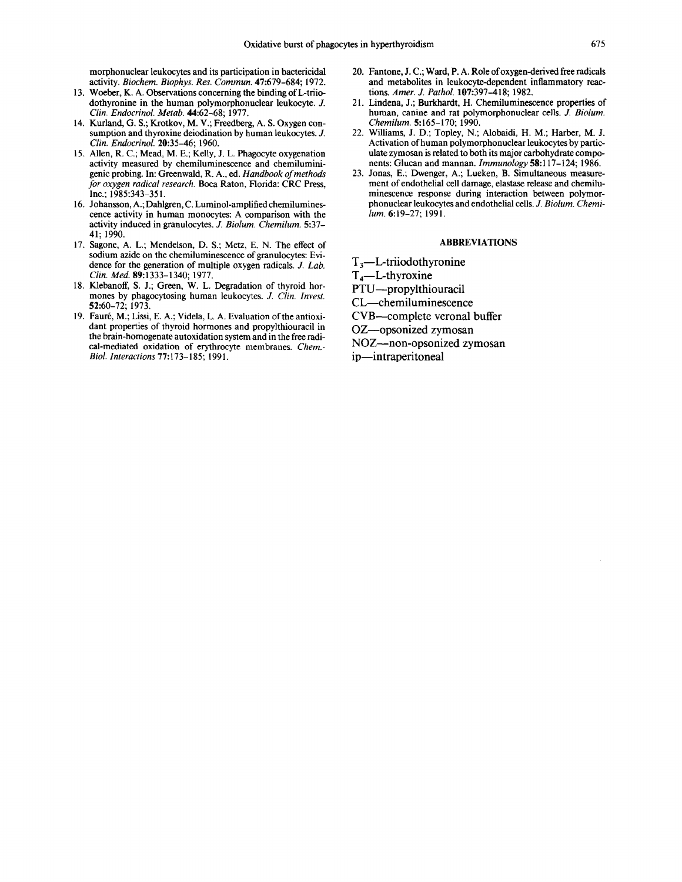morphonuclear leukocytes and its participation in bactericidal activity. *Biochem. Biophys. Res. Commun.* **47**:679–684; 1972.

13. Woeber, K. A. Observations concerning the binding of L-triiodothyronine in the human polymorphonuclear leukocyte. *J. Clin. Endocrinol. Metab.* **44**:62–68; 1977.
14. Kurland, G. S.; Krotkov, M. V.; Freedberg, A. S. Oxygen consumption and thyroxine deiodination by human leukocytes. *J. Clin. Endocrinol.* **20**:35–46; 1960.
15. Allen, R. C.; Mead, M. E.; Kelly, J. L. Phagocyte oxygenation activity measured by chemiluminescence and chemiluminigenic probing. In: Greenwald, R. A., ed. *Handbook of methods for oxygen radical research.* Boca Raton, Florida: CRC Press, Inc.; 1985:343–351.
16. Johansson, A.; Dahlgren, C. Luminol-amplified chemiluminescence activity in human monocytes: A comparison with the activity induced in granulocytes. *J. Biolum. Chemilum.* **5**:37–41; 1990.
17. Sagone, A. L.; Mendelson, D. S.; Metz, E. N. The effect of sodium azide on the chemiluminescence of granulocytes: Evidence for the generation of multiple oxygen radicals. *J. Lab. Clin. Med.* **89**:1333–1340; 1977.
18. Klebanoff, S. J.; Green, W. L. Degradation of thyroid hormones by phagocytosing human leukocytes. *J. Clin. Invest.* **52**:60–72; 1973.
19. Fauré, M.; Lissi, E. A.; Videla, L. A. Evaluation of the antioxidant properties of thyroid hormones and propylthiouracil in the brain-homogenate autoxidation system and in the free radical-mediated oxidation of erythrocyte membranes. *Chem.-Biol. Interactions* **77**:173–185; 1991.
20. Fantone, J. C.; Ward, P. A. Role of oxygen-derived free radicals and metabolites in leukocyte-dependent inflammatory reactions. *Amer. J. Pathol.* **107**:397–418; 1982.
21. Lindena, J.; Burkhardt, H. Chemiluminescence properties of human, canine and rat polymorphonuclear cells. *J. Biolum. Chemilum.* **5**:165–170; 1990.
22. Williams, J. D.; Topley, N.; Alobaidi, H. M.; Harber, M. J. Activation of human polymorphonuclear leukocytes by particulate zymosan is related to both its major carbohydrate components: Glucan and mannan. *Immunology* **58**:117–124; 1986.
23. Jonas, E.; Dwenger, A.; Lueken, B. Simultaneous measurement of endothelial cell damage, elastase release and chemiluminescence response during interaction between polymorphonuclear leukocytes and endothelial cells. *J. Biolum. Chemilum.* **6**:19–27; 1991.

## ABBREVIATIONS

$T_3$—L-triiodothyronine

$T_4$—L-thyroxine

PTU—propylthiouracil

CL—chemiluminescence

CVB—complete veronal buffer

OZ—opsonized zymosan

NOZ—non-opsonized zymosan

ip—intraperitoneal